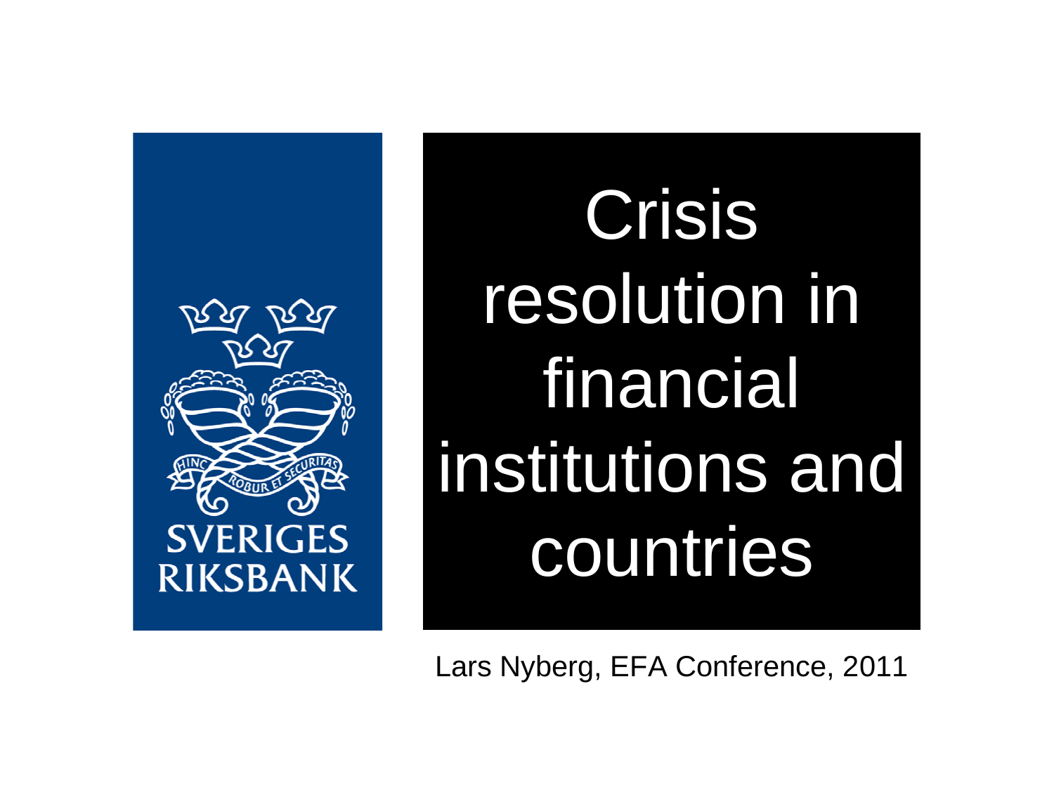# Crisis resolution in financial institutions and countries

Lars Nyberg, EFA Conference, 2011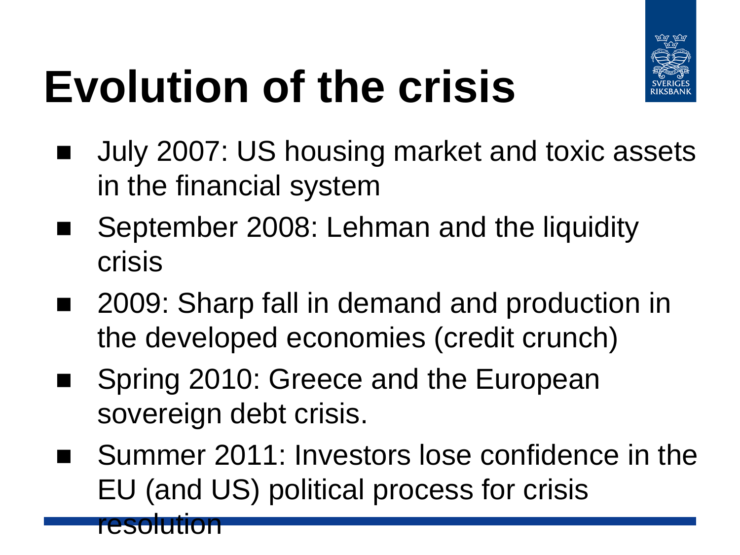# Evolution of the crisis

- July 2007: US housing market and toxic assets in the financial system
- September 2008: Lehman and the liquidity crisis
- 2009: Sharp fall in demand and production in the developed economies (credit crunch)
- Spring 2010: Greece and the European sovereign debt crisis.
- Summer 2011: Investors lose confidence in the EU (and US) political process for crisis resolution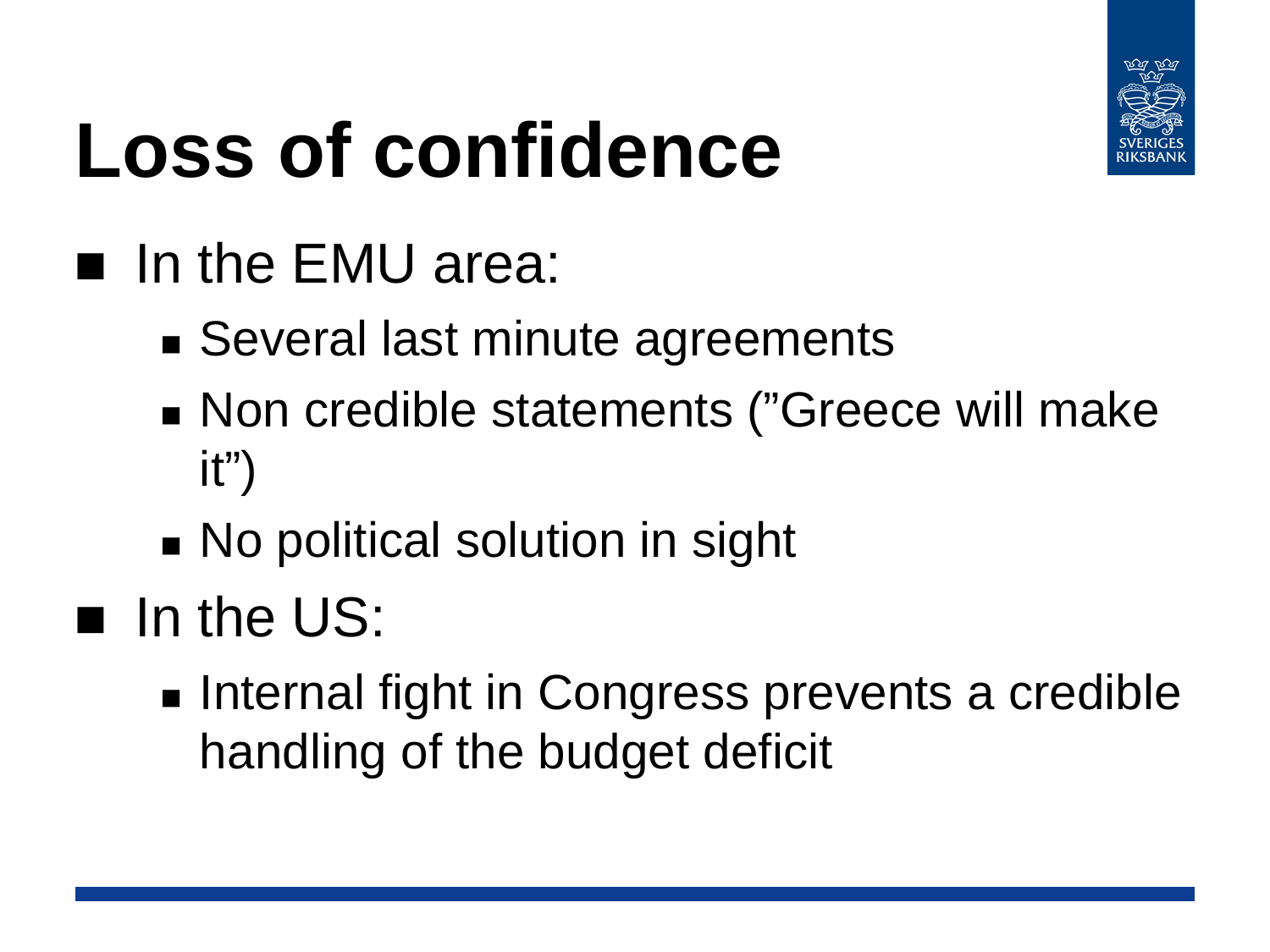# Loss of confidence

- In the EMU area:
  - Several last minute agreements
  - Non credible statements (”Greece will make it”)
  - No political solution in sight
- In the US:
  - Internal fight in Congress prevents a credible handling of the budget deficit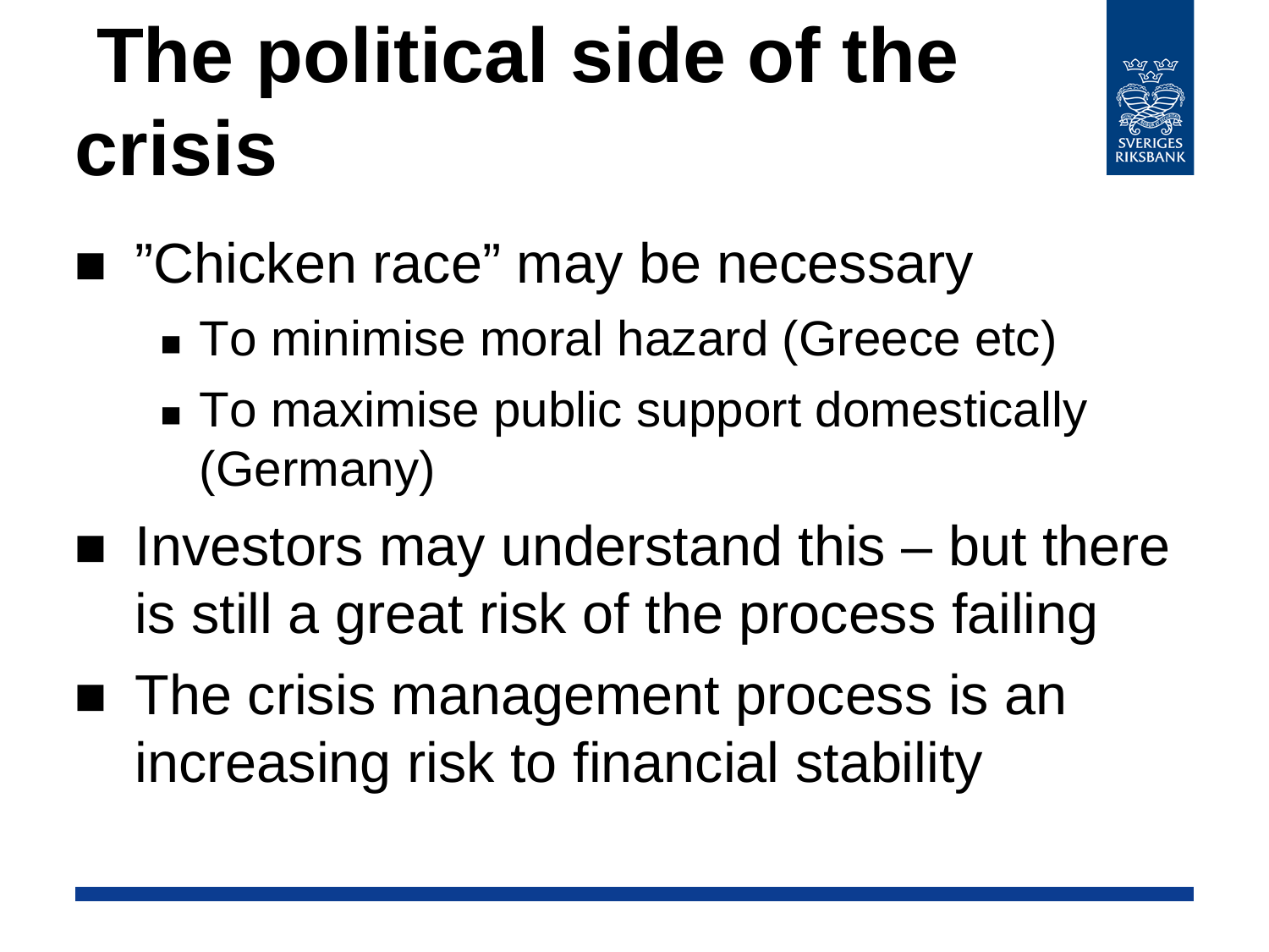# The political side of the crisis

- ”Chicken race” may be necessary
  - To minimise moral hazard (Greece etc)
  - To maximise public support domestically (Germany)
- Investors may understand this – but there is still a great risk of the process failing
- The crisis management process is an increasing risk to financial stability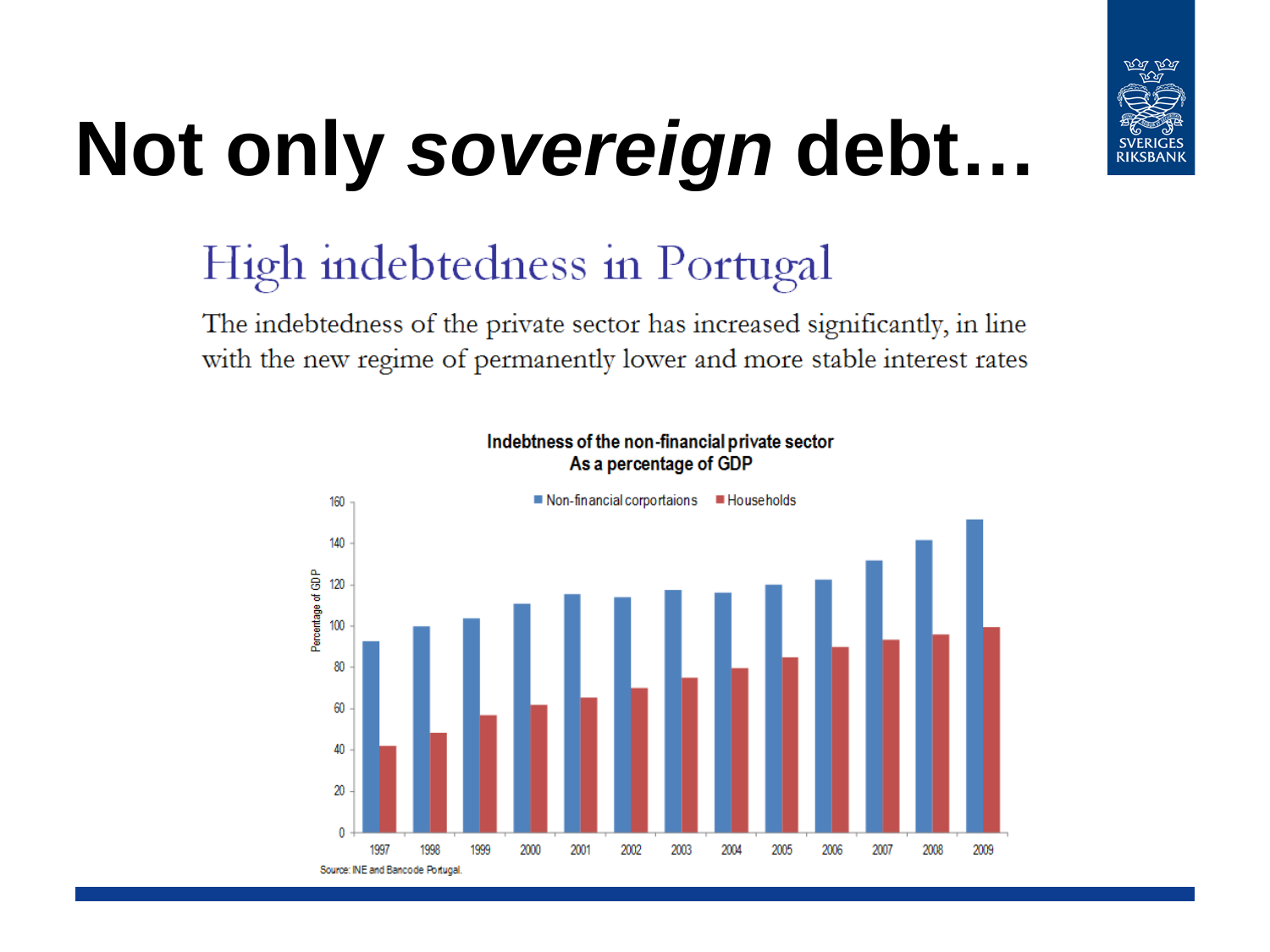# Not only *sovereign* debt…

## High indebtedness in Portugal

The indebtedness of the private sector has increased significantly, in line with the new regime of permanently lower and more stable interest rates

**Indebtness of the non-financial private sector**
**As a percentage of GDP**

Non-financial corportaions | Households

Percentage of GDP

Source: INE and Banco de Portugal.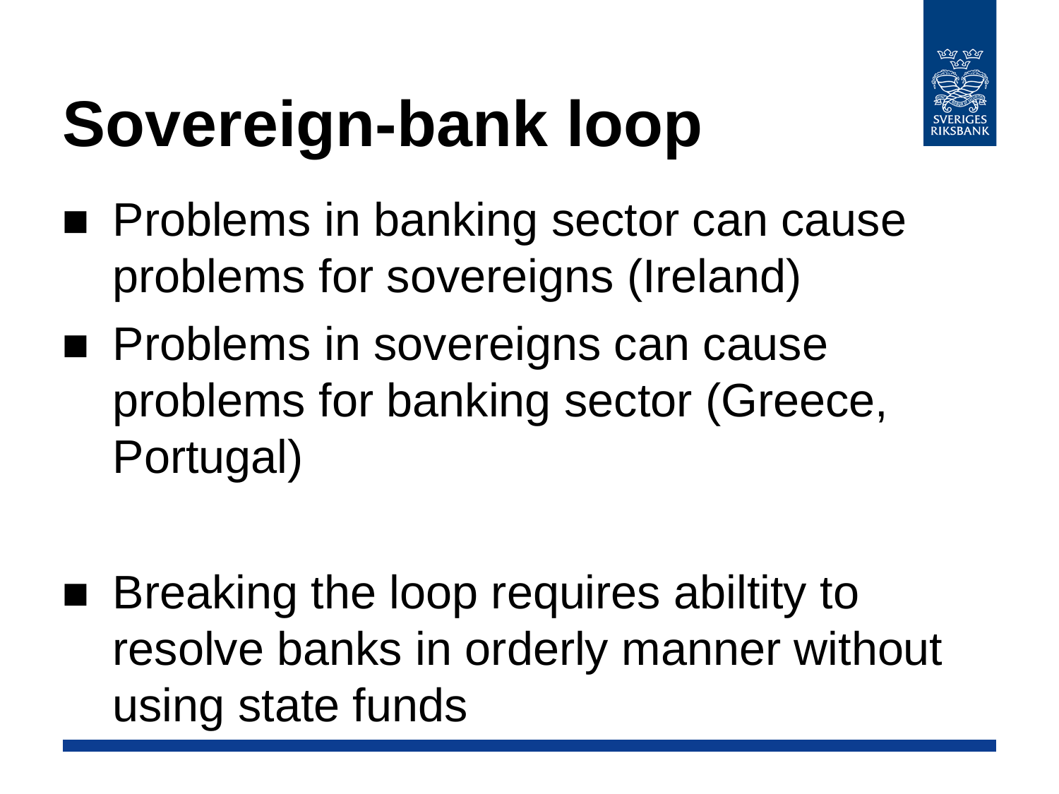# Sovereign-bank loop

- Problems in banking sector can cause problems for sovereigns (Ireland)
- Problems in sovereigns can cause problems for banking sector (Greece, Portugal)

- Breaking the loop requires abiltity to resolve banks in orderly manner without using state funds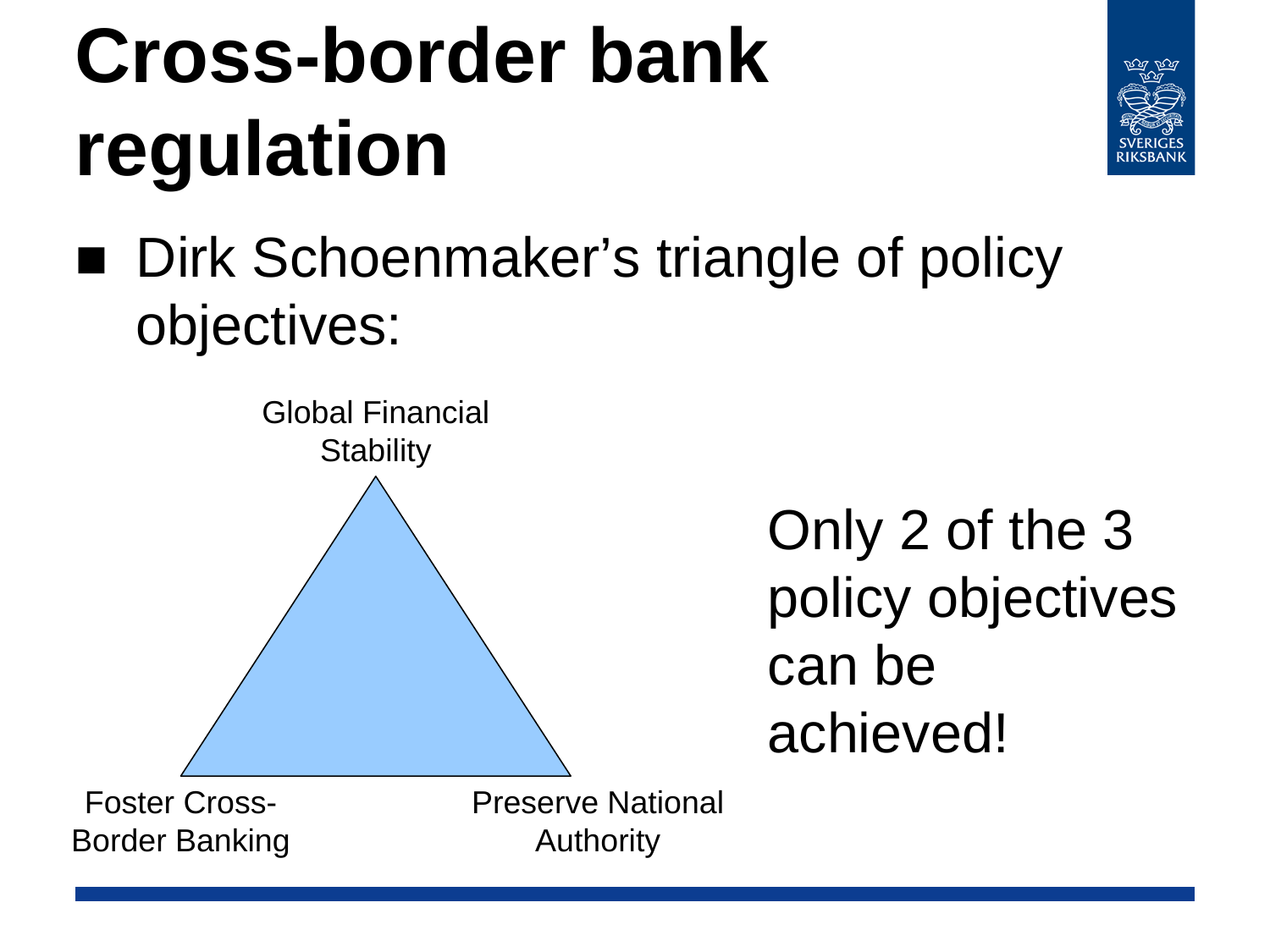# Cross-border bank regulation

- Dirk Schoenmaker's triangle of policy objectives:

Global Financial Stability

Foster Cross-Border Banking

Preserve National Authority

Only 2 of the 3 policy objectives can be achieved!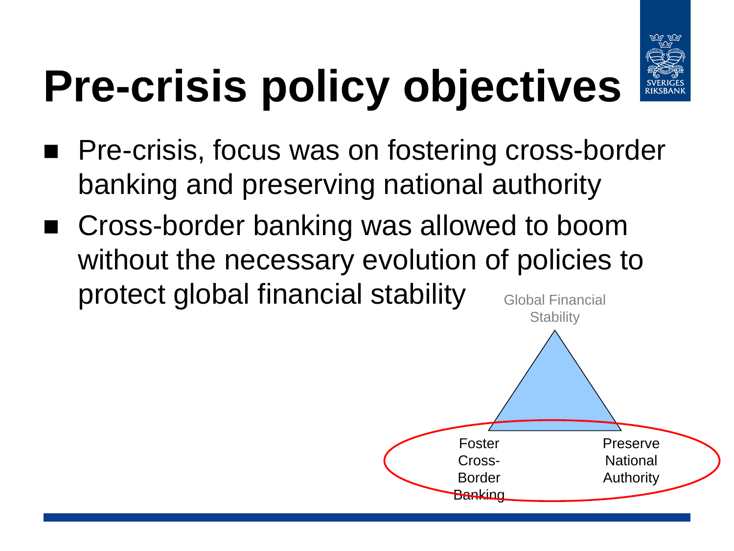# Pre-crisis policy objectives

- Pre-crisis, focus was on fostering cross-border banking and preserving national authority
- Cross-border banking was allowed to boom without the necessary evolution of policies to protect global financial stability

Global Financial Stability

Foster Cross-Border Banking

Preserve National Authority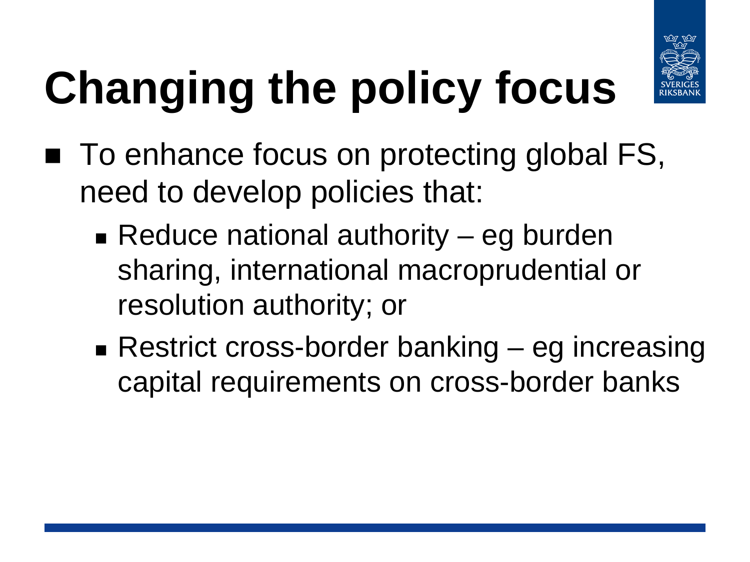# Changing the policy focus

- To enhance focus on protecting global FS, need to develop policies that:
  - Reduce national authority – eg burden sharing, international macroprudential or resolution authority; or
  - Restrict cross-border banking – eg increasing capital requirements on cross-border banks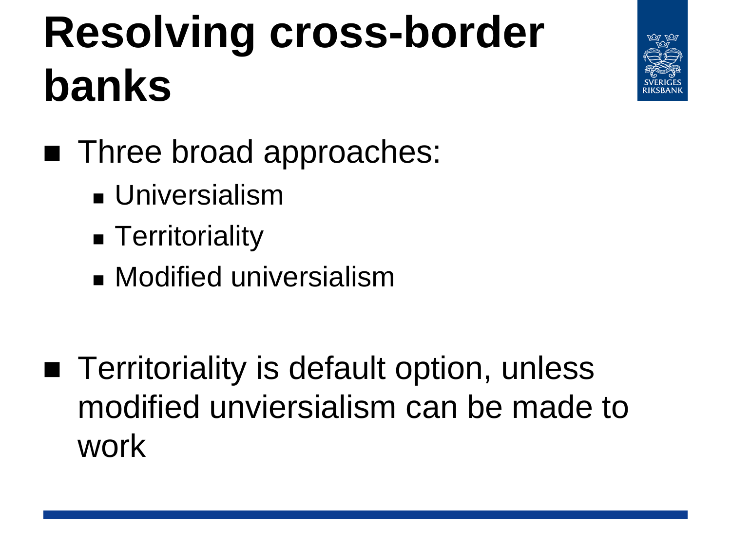# Resolving cross-border banks

- Three broad approaches:
  - Universialism
  - Territoriality
  - Modified universialism

- Territoriality is default option, unless modified unviersialism can be made to work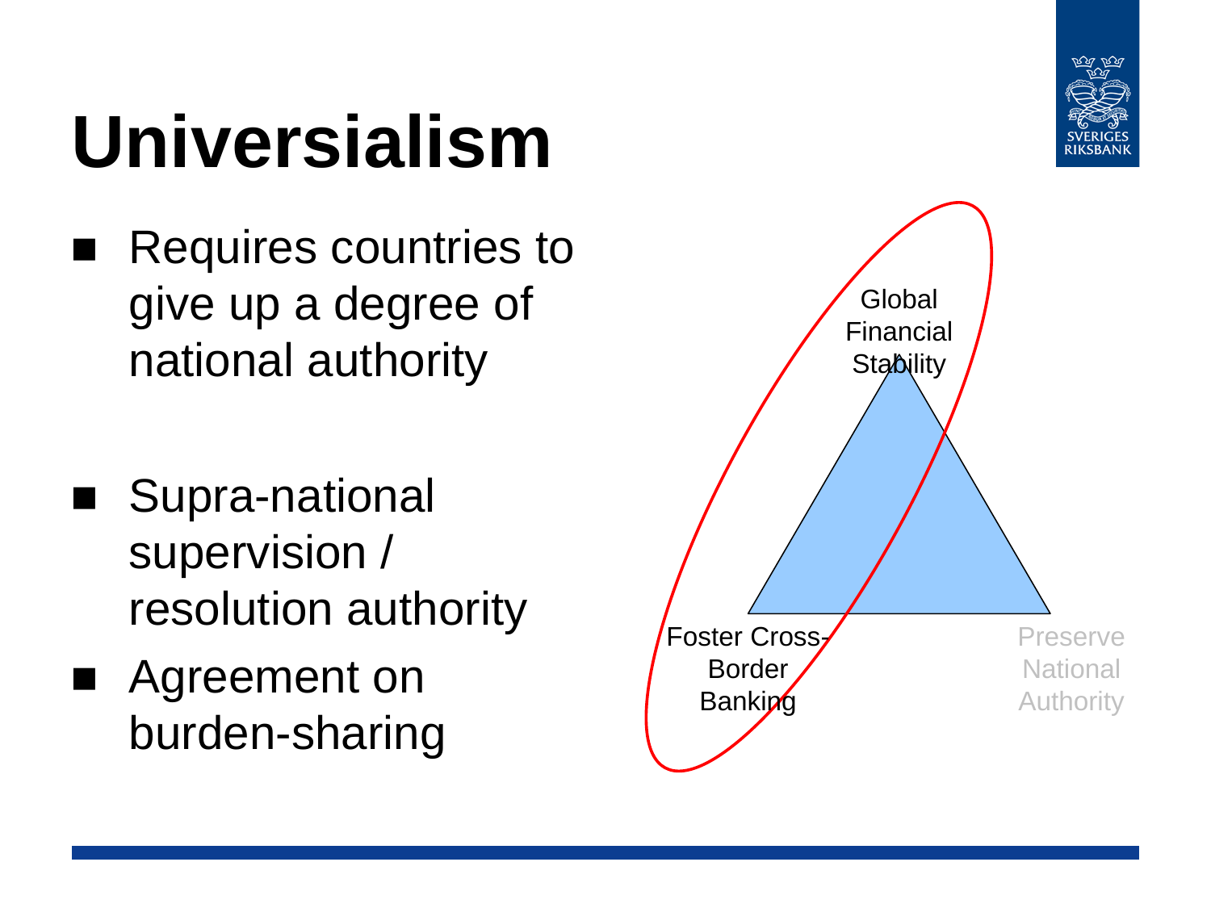# Universialism

- Requires countries to give up a degree of national authority
- Supra-national supervision / resolution authority
- Agreement on burden-sharing

Global Financial Stability

Foster Cross-Border Banking

Preserve National Authority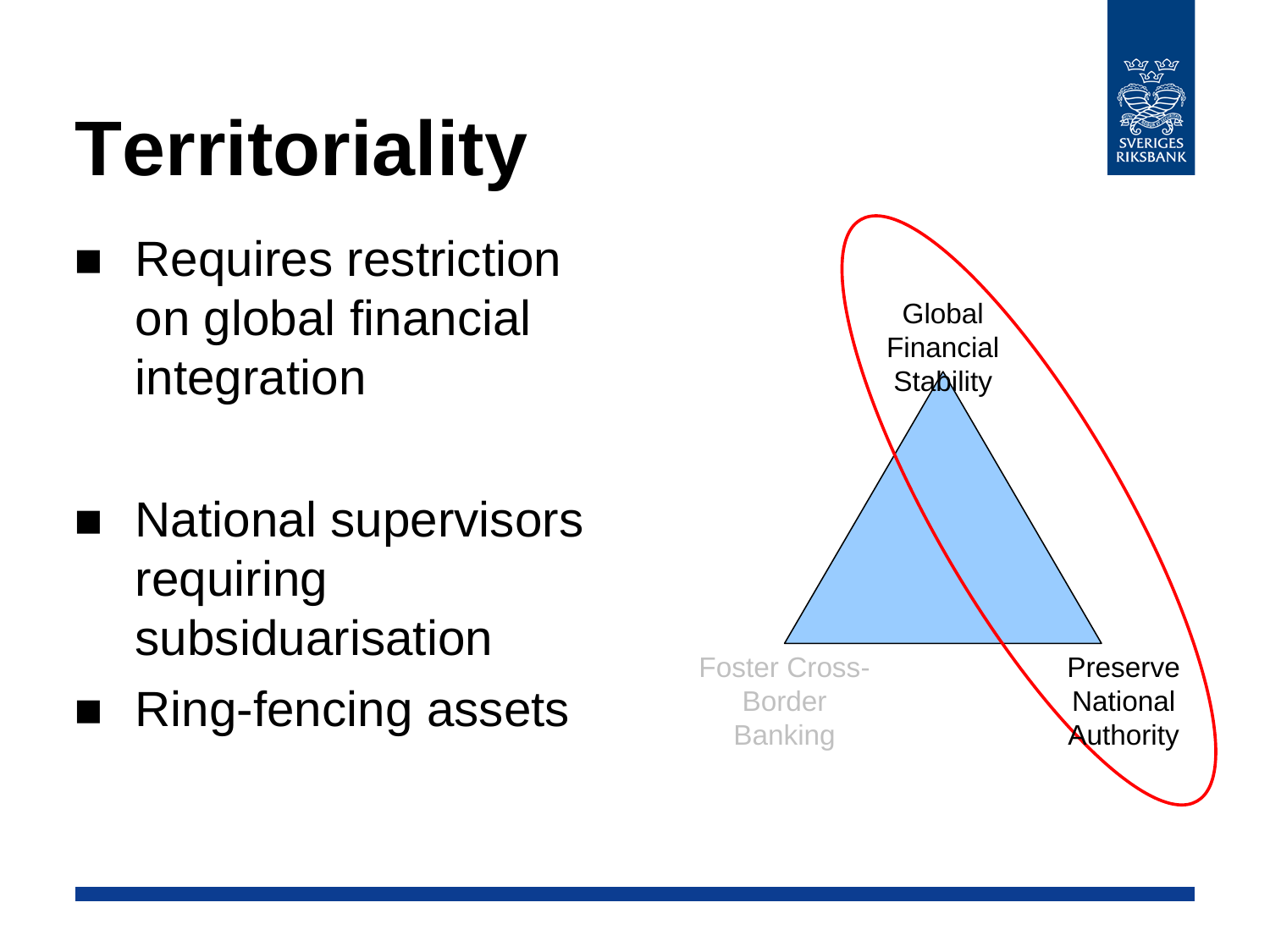# Territoriality

- Requires restriction on global financial integration
- National supervisors requiring subsiduarisation
- Ring-fencing assets

Global Financial Stability

Foster Cross-Border Banking

Preserve National Authority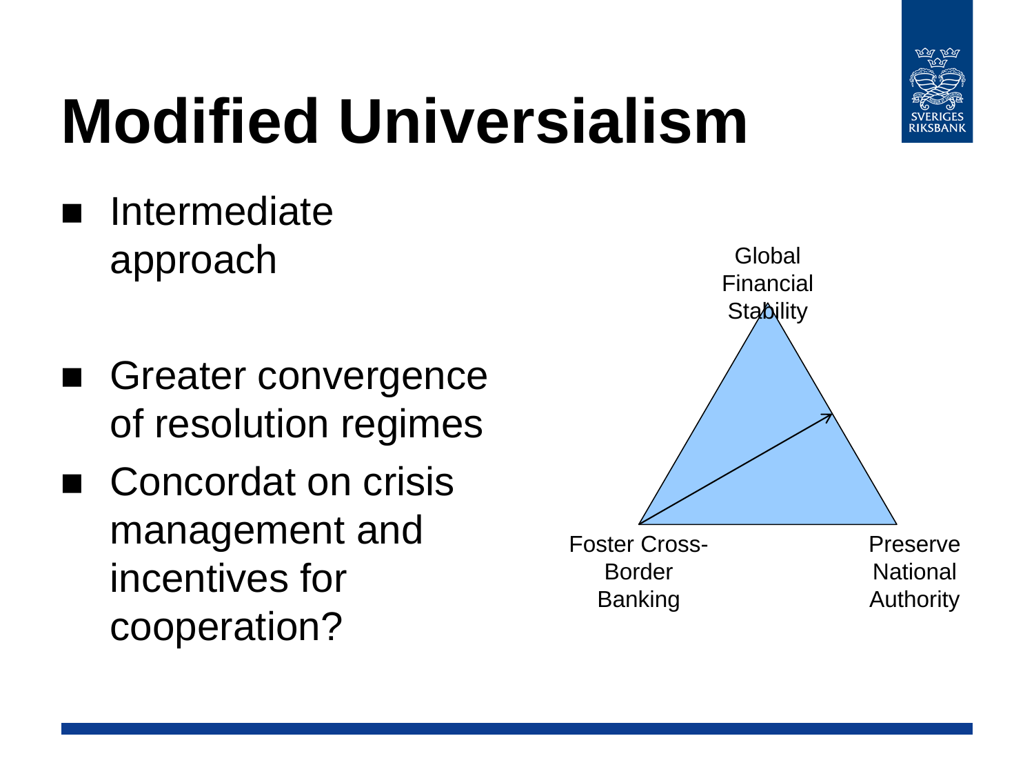# Modified Universialism

- Intermediate approach
- Greater convergence of resolution regimes
- Concordat on crisis management and incentives for cooperation?

Global Financial Stability

Foster Cross-Border Banking

Preserve National Authority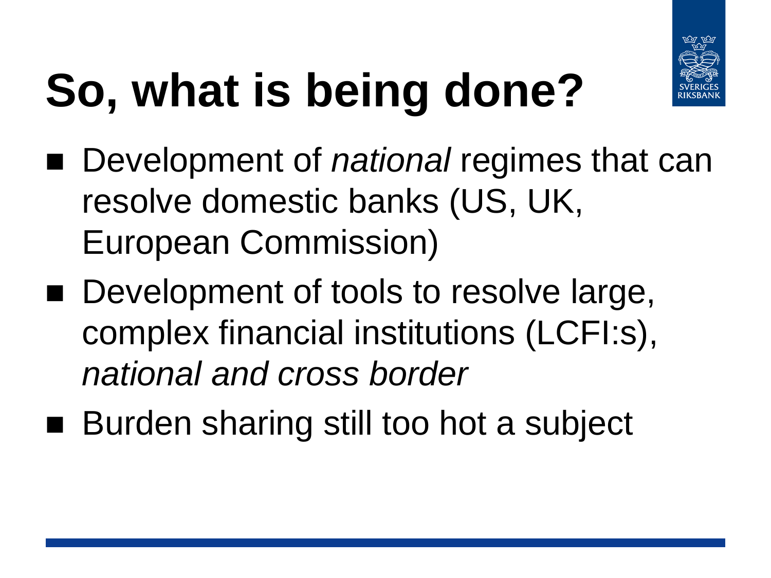# So, what is being done?

- Development of *national* regimes that can resolve domestic banks (US, UK, European Commission)
- Development of tools to resolve large, complex financial institutions (LCFI:s), *national and cross border*
- Burden sharing still too hot a subject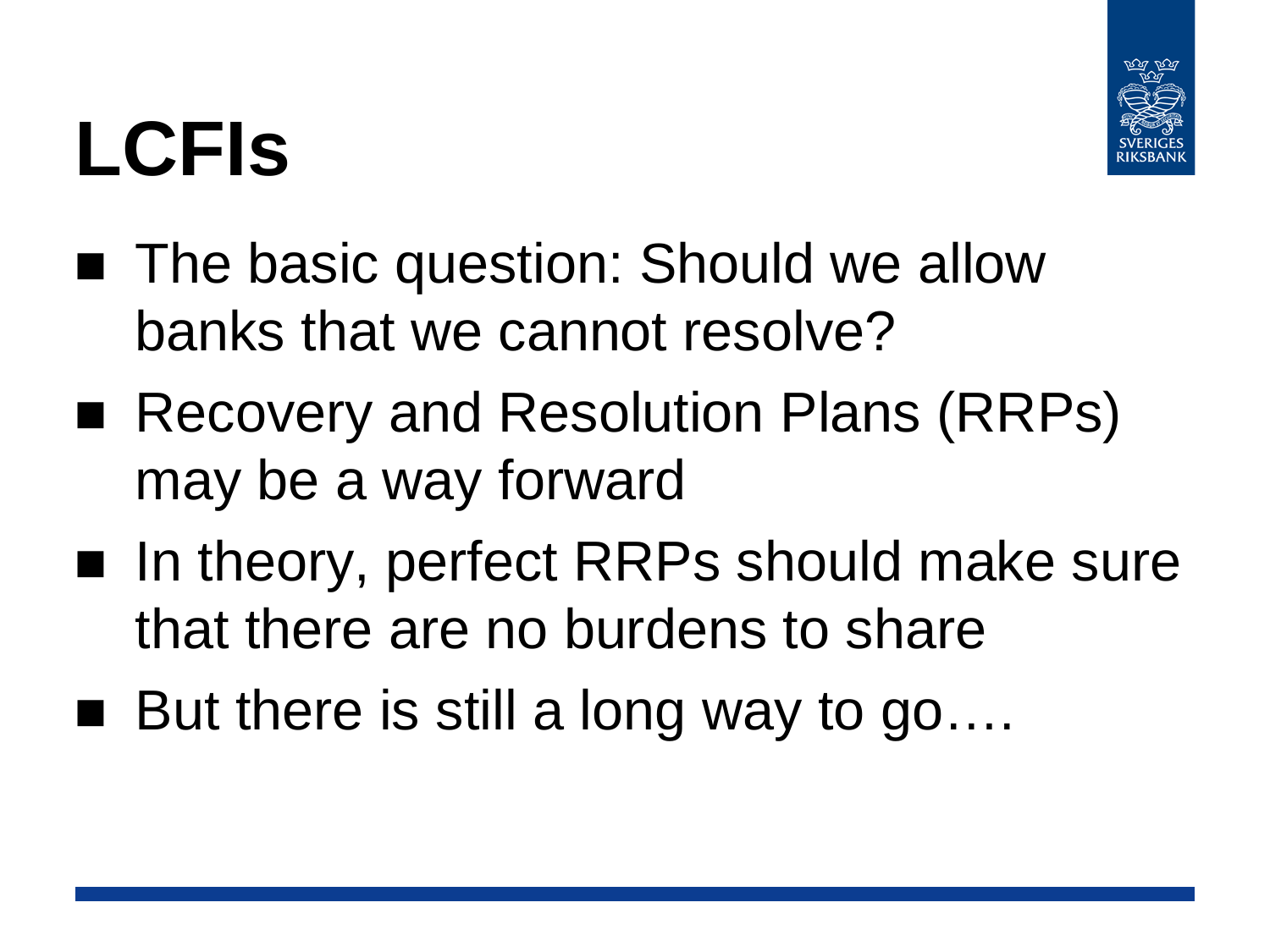# LCFIs

- The basic question: Should we allow banks that we cannot resolve?
- Recovery and Resolution Plans (RRPs) may be a way forward
- In theory, perfect RRPs should make sure that there are no burdens to share
- But there is still a long way to go….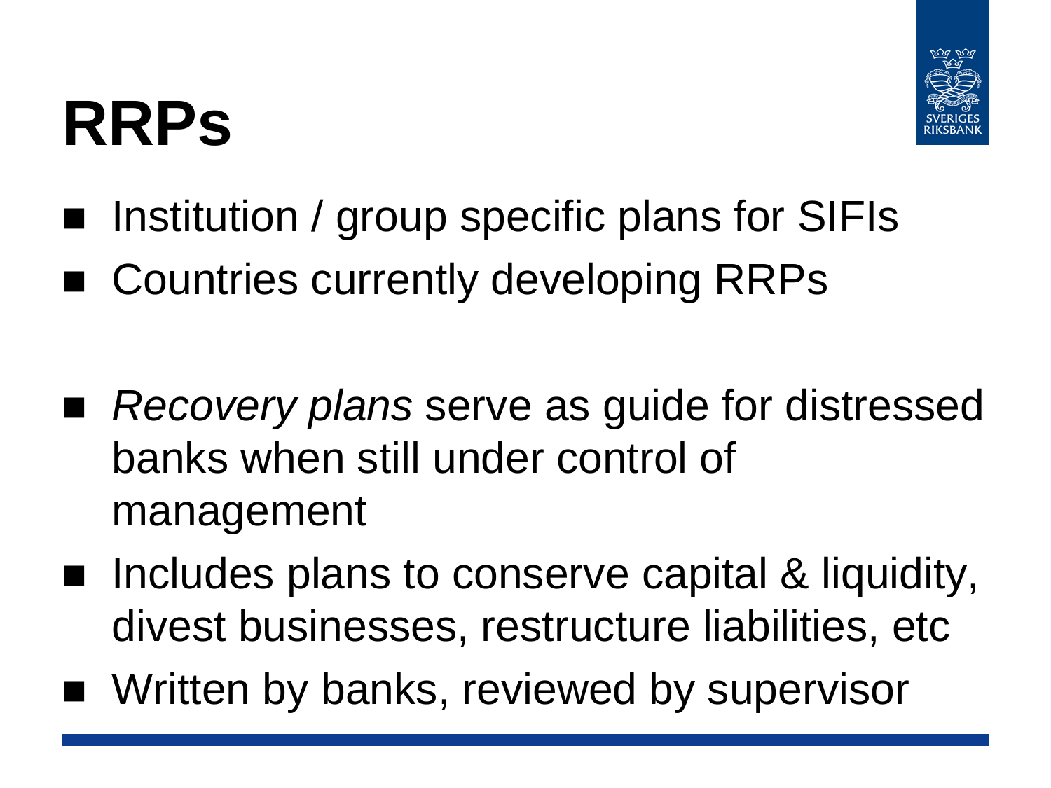# RRPs

- Institution / group specific plans for SIFIs
- Countries currently developing RRPs

- *Recovery plans* serve as guide for distressed banks when still under control of management
- Includes plans to conserve capital & liquidity, divest businesses, restructure liabilities, etc
- Written by banks, reviewed by supervisor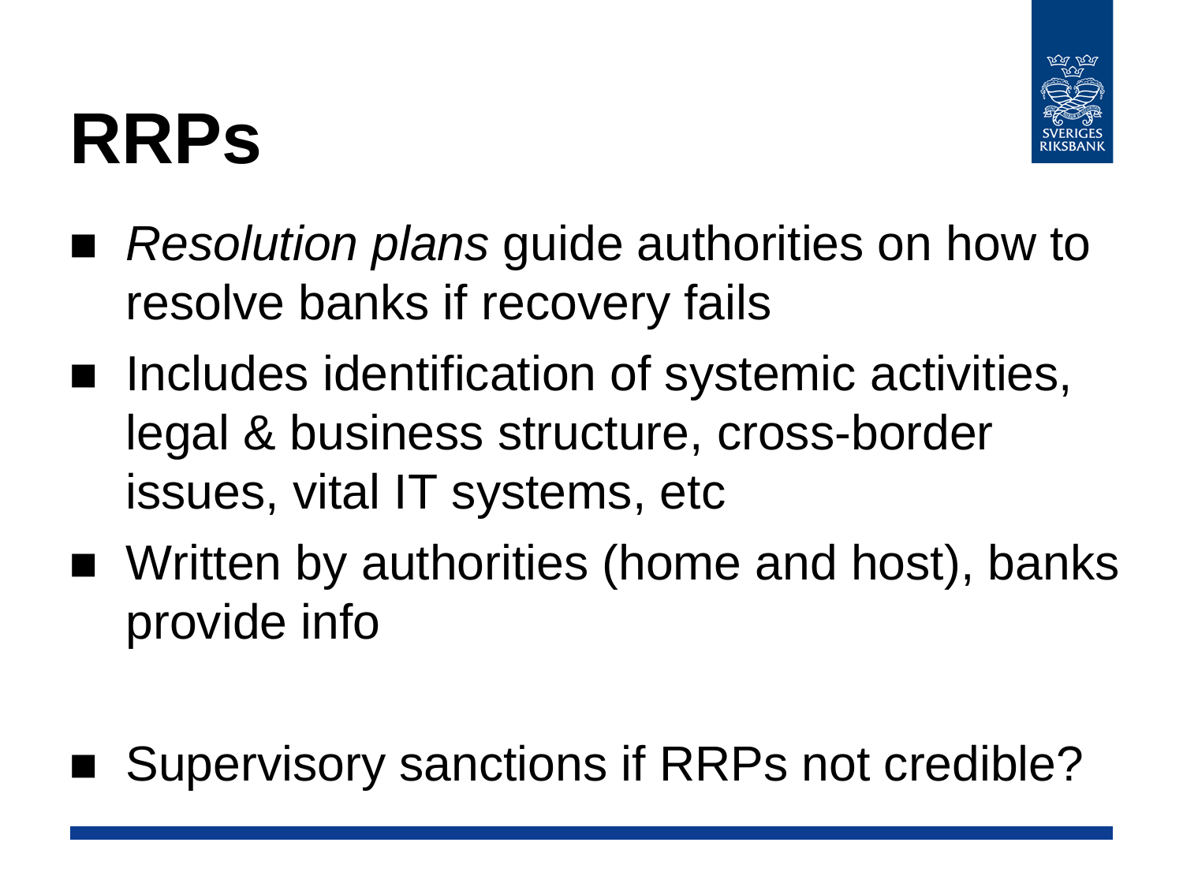# RRPs

- *Resolution plans* guide authorities on how to resolve banks if recovery fails
- Includes identification of systemic activities, legal & business structure, cross-border issues, vital IT systems, etc
- Written by authorities (home and host), banks provide info

- Supervisory sanctions if RRPs not credible?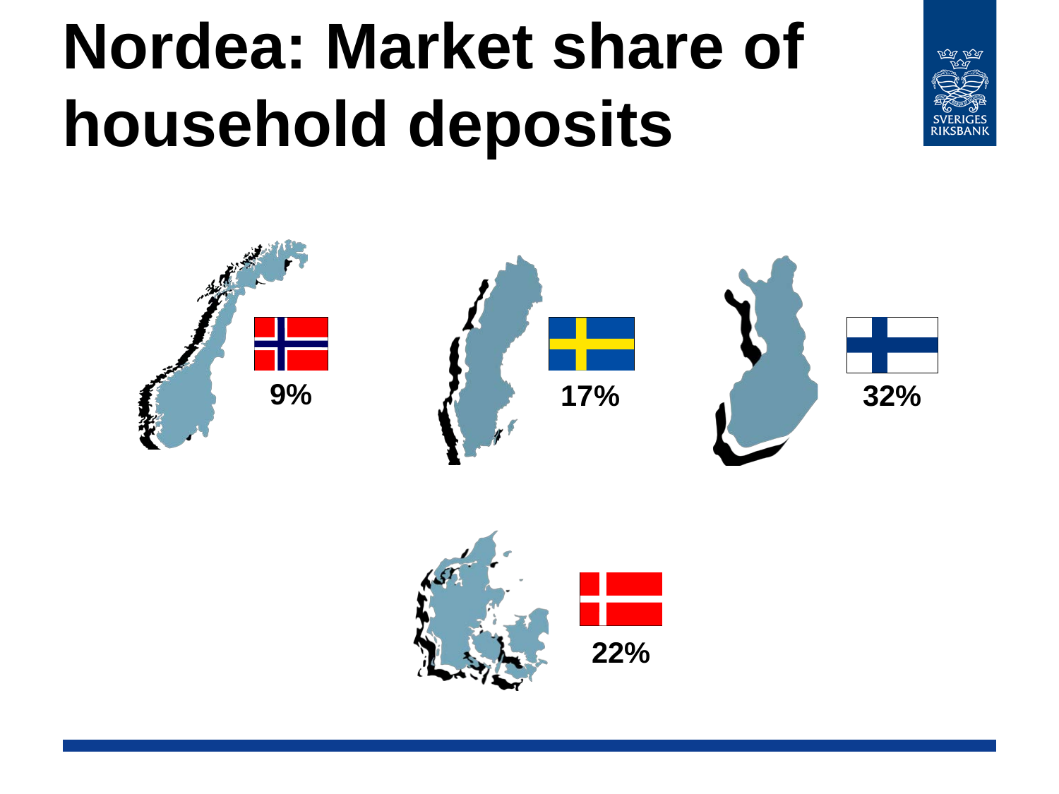# Nordea: Market share of household deposits

9%

17%

32%

22%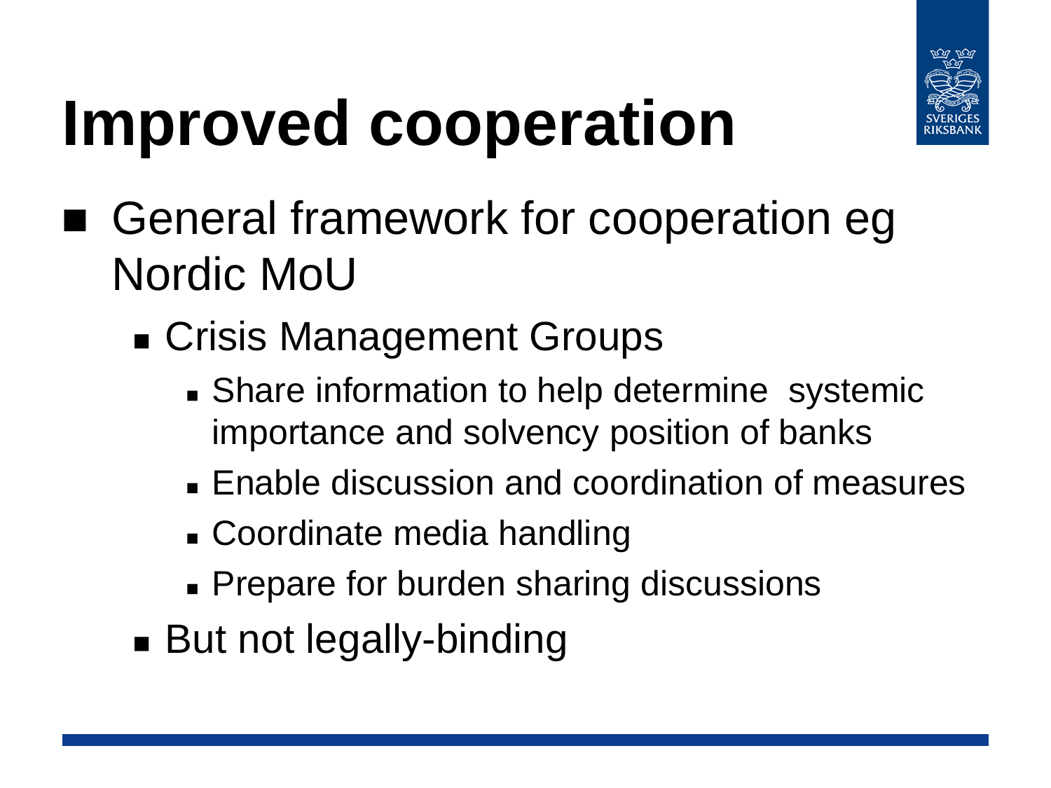# Improved cooperation

- General framework for cooperation eg Nordic MoU
  - Crisis Management Groups
    - Share information to help determine systemic importance and solvency position of banks
    - Enable discussion and coordination of measures
    - Coordinate media handling
    - Prepare for burden sharing discussions
  - But not legally-binding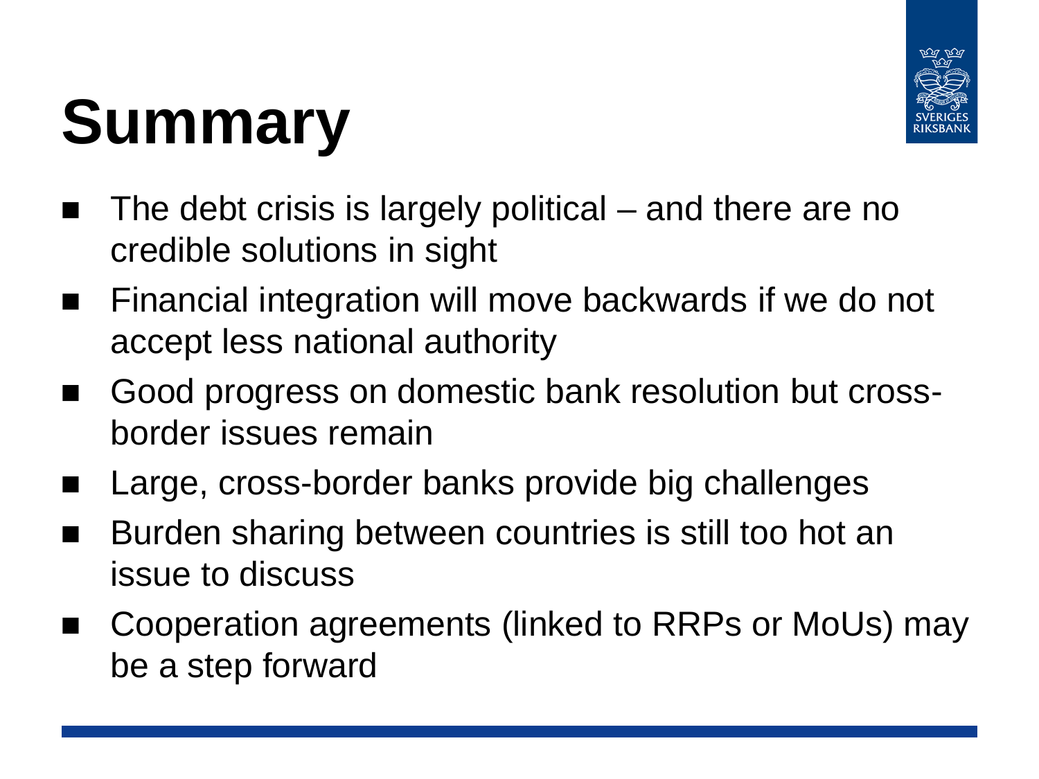# Summary

- The debt crisis is largely political – and there are no credible solutions in sight
- Financial integration will move backwards if we do not accept less national authority
- Good progress on domestic bank resolution but cross-border issues remain
- Large, cross-border banks provide big challenges
- Burden sharing between countries is still too hot an issue to discuss
- Cooperation agreements (linked to RRPs or MoUs) may be a step forward